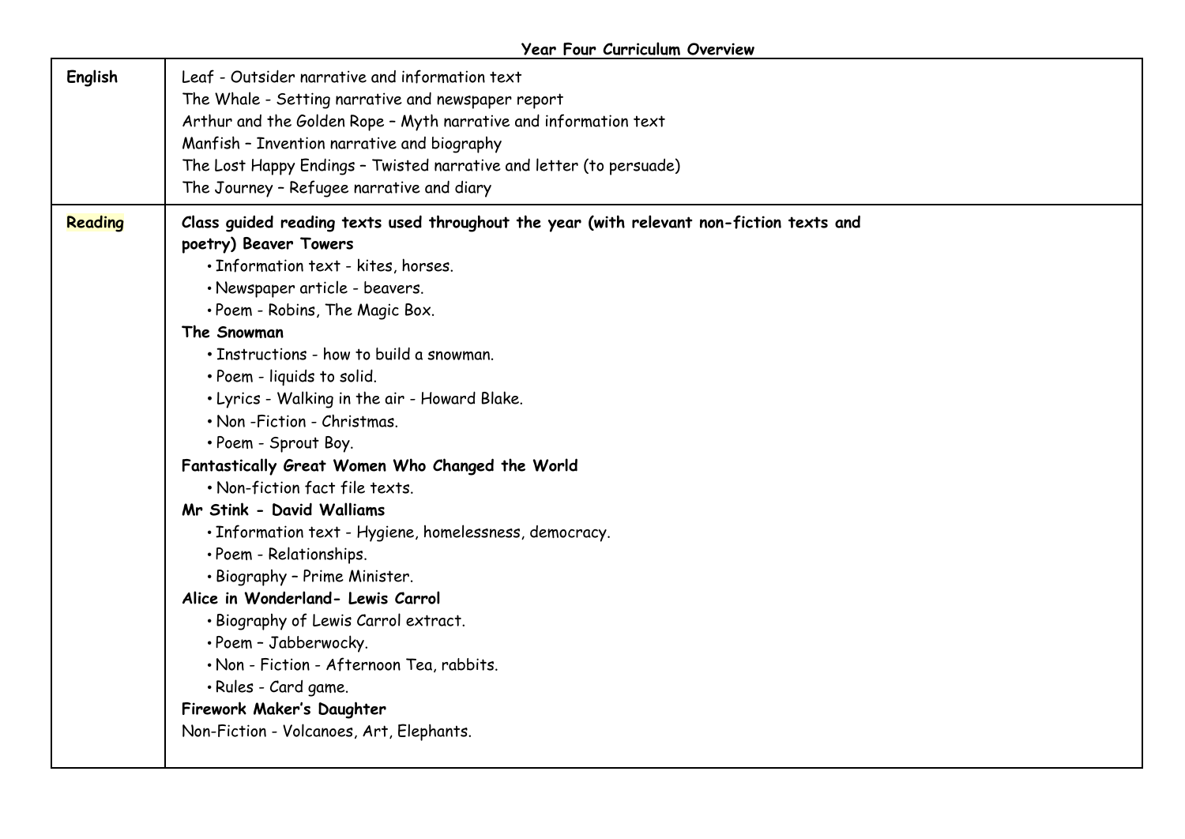**Year Four Curriculum Overview**

| | |
|---|---|
| **English** | Leaf - Outsider narrative and information text<br>The Whale - Setting narrative and newspaper report<br>Arthur and the Golden Rope – Myth narrative and information text<br>Manfish – Invention narrative and biography<br>The Lost Happy Endings – Twisted narrative and letter (to persuade)<br>The Journey – Refugee narrative and diary |
| **Reading** | **Class guided reading texts used throughout the year (with relevant non-fiction texts and poetry) Beaver Towers**<br>• Information text - kites, horses.<br>• Newspaper article - beavers.<br>• Poem - Robins, The Magic Box.<br>**The Snowman**<br>• Instructions - how to build a snowman.<br>• Poem - liquids to solid.<br>• Lyrics - Walking in the air - Howard Blake.<br>• Non -Fiction - Christmas.<br>• Poem - Sprout Boy.<br>**Fantastically Great Women Who Changed the World**<br>• Non-fiction fact file texts.<br>**Mr Stink - David Walliams**<br>• Information text - Hygiene, homelessness, democracy.<br>• Poem - Relationships.<br>• Biography – Prime Minister.<br>**Alice in Wonderland- Lewis Carrol**<br>• Biography of Lewis Carrol extract.<br>• Poem – Jabberwocky.<br>• Non - Fiction - Afternoon Tea, rabbits.<br>• Rules - Card game.<br>**Firework Maker's Daughter**<br>Non-Fiction - Volcanoes, Art, Elephants. |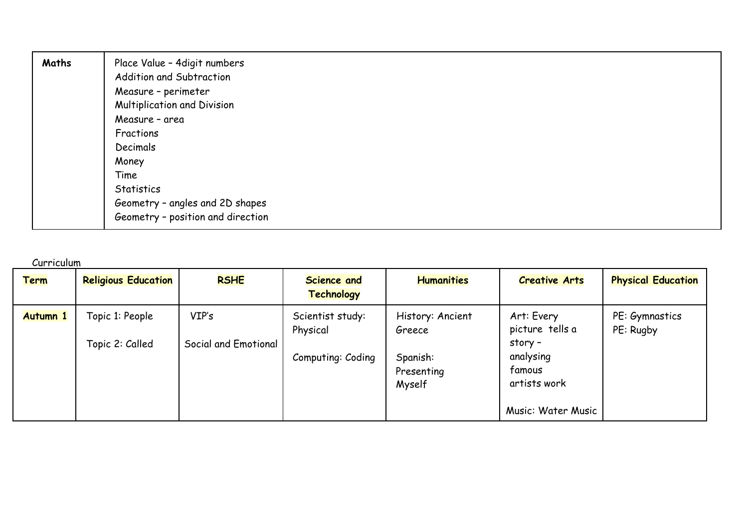| Maths | Place Value – 4digit numbers<br>Addition and Subtraction<br>Measure – perimeter<br>Multiplication and Division<br>Measure – area<br>Fractions<br>Decimals<br>Money<br>Time<br>Statistics<br>Geometry – angles and 2D shapes<br>Geometry – position and direction |
|---|---|

Curriculum

| **Term** | **Religious Education** | **RSHE** | **Science and Technology** | **Humanities** | **Creative Arts** | **Physical Education** |
|---|---|---|---|---|---|---|
| **Autumn 1** | Topic 1: People<br><br>Topic 2: Called | VIP's<br><br>Social and Emotional | Scientist study: Physical<br><br>Computing: Coding | History: Ancient Greece<br><br>Spanish: Presenting Myself | Art: Every picture tells a story – analysing famous artists work<br><br>Music: Water Music | PE: Gymnastics<br>PE: Rugby |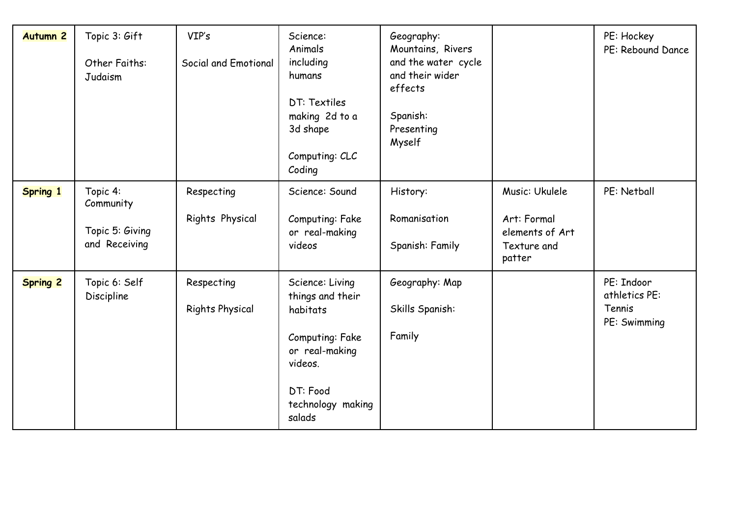| | | | | | | |
|---|---|---|---|---|---|---|
| **Autumn 2** | Topic 3: Gift<br><br>Other Faiths: Judaism | VIP's<br><br>Social and Emotional | Science: Animals including humans<br><br>DT: Textiles making 2d to a 3d shape<br><br>Computing: CLC Coding | Geography: Mountains, Rivers and the water cycle and their wider effects<br><br>Spanish: Presenting Myself | | PE: Hockey<br>PE: Rebound Dance |
| **Spring 1** | Topic 4: Community<br><br>Topic 5: Giving and Receiving | Respecting<br><br>Rights Physical | Science: Sound<br><br>Computing: Fake or real-making videos | History:<br><br>Romanisation<br><br>Spanish: Family | Music: Ukulele<br><br>Art: Formal elements of Art Texture and patter | PE: Netball |
| **Spring 2** | Topic 6: Self Discipline | Respecting<br><br>Rights Physical | Science: Living things and their habitats<br><br>Computing: Fake or real-making videos.<br><br>DT: Food technology making salads | Geography: Map<br><br>Skills Spanish:<br><br>Family | | PE: Indoor athletics PE: Tennis<br>PE: Swimming |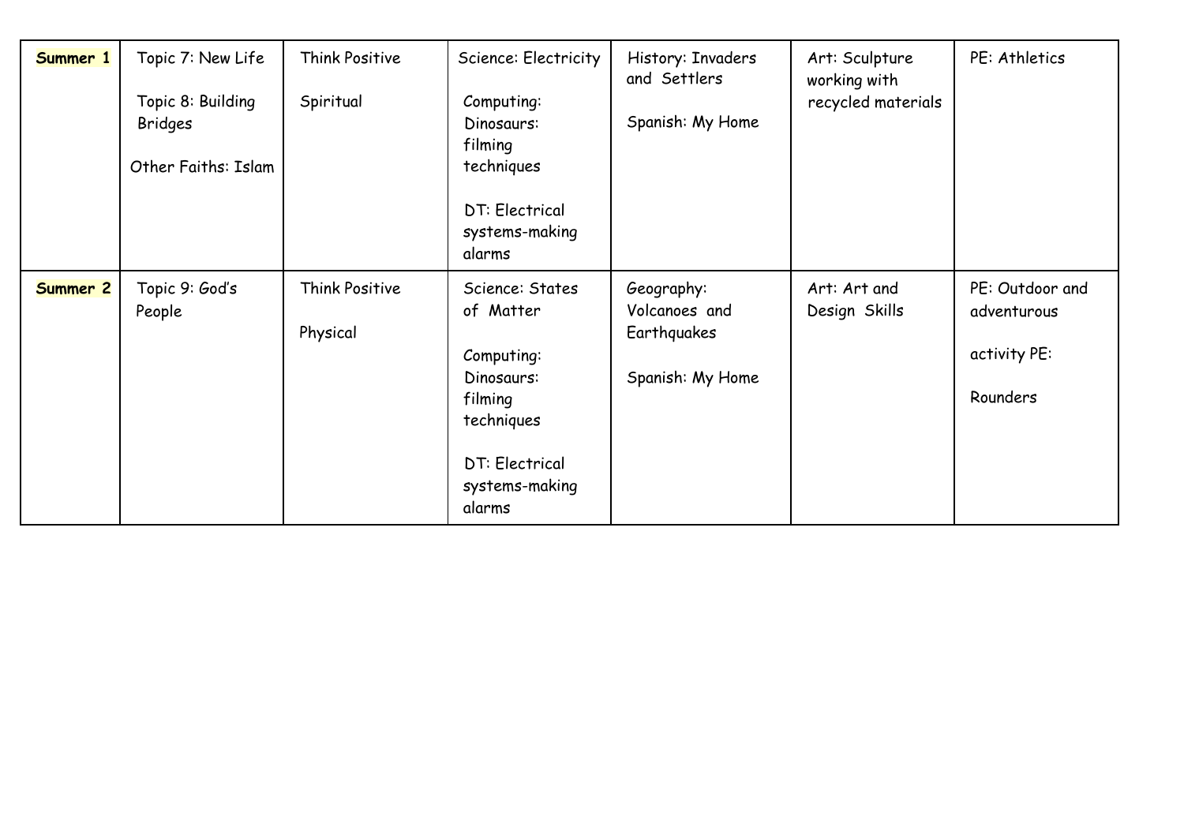| | | | | | | |
|---|---|---|---|---|---|---|
| **Summer 1** | Topic 7: New Life<br><br>Topic 8: Building Bridges<br><br>Other Faiths: Islam | Think Positive<br><br>Spiritual | Science: Electricity<br><br>Computing: Dinosaurs: filming techniques<br><br>DT: Electrical systems-making alarms | History: Invaders and Settlers<br><br>Spanish: My Home | Art: Sculpture working with recycled materials | PE: Athletics |
| **Summer 2** | Topic 9: God's People | Think Positive<br><br>Physical | Science: States of Matter<br><br>Computing: Dinosaurs: filming techniques<br><br>DT: Electrical systems-making alarms | Geography: Volcanoes and Earthquakes<br><br>Spanish: My Home | Art: Art and Design Skills | PE: Outdoor and adventurous<br><br>activity PE:<br><br>Rounders |